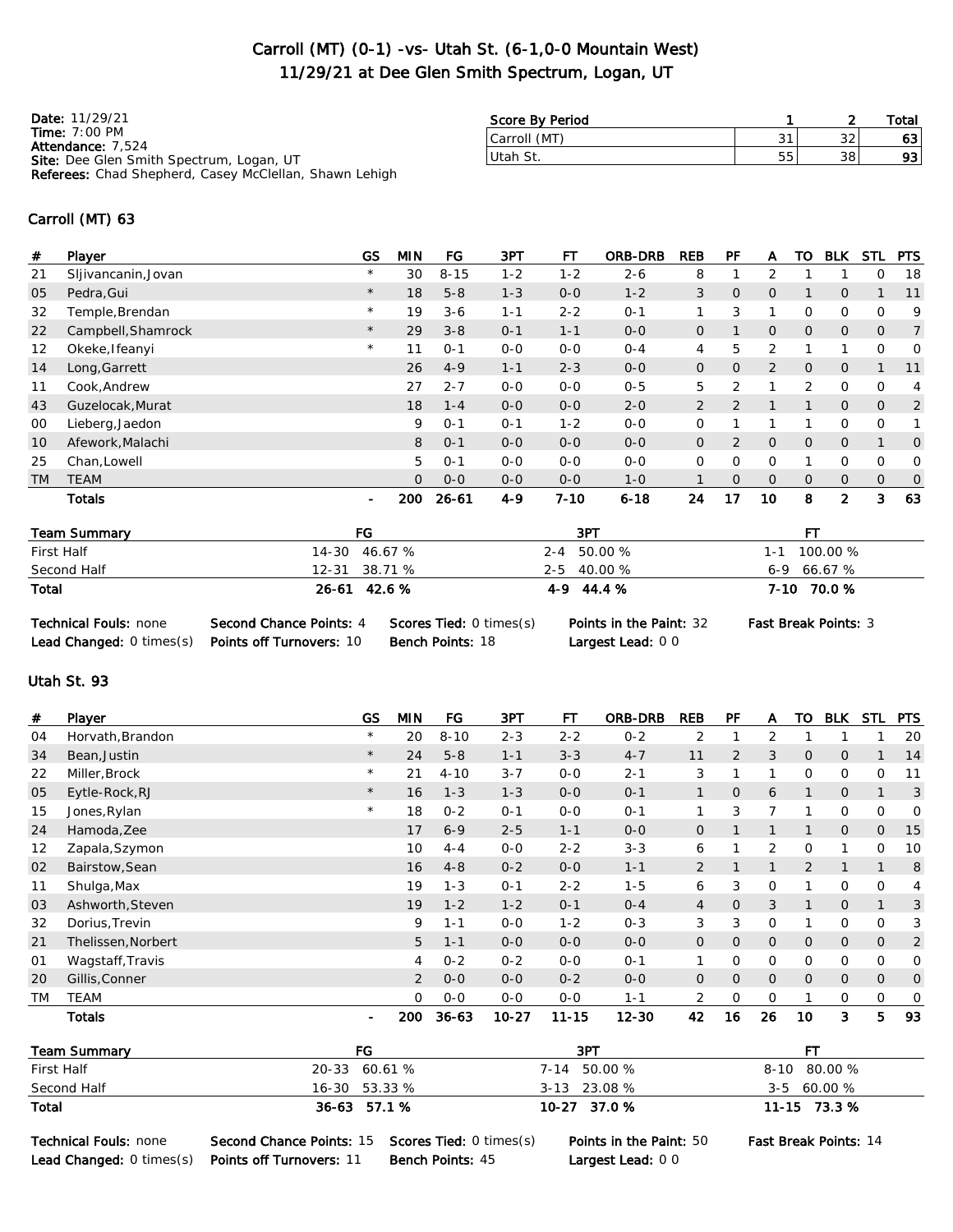# Carroll (MT) (0-1) -vs- Utah St. (6-1,0-0 Mountain West)
## 11/29/21 at Dee Glen Smith Spectrum, Logan, UT

**Date:** 11/29/21
**Time:** 7:00 PM
**Attendance:** 7,524
**Site:** Dee Glen Smith Spectrum, Logan, UT
**Referees:** Chad Shepherd, Casey McClellan, Shawn Lehigh

| Score By Period | 1 | 2 | Total |
|---|---|---|---|
| Carroll (MT) | 31 | 32 | 63 |
| Utah St. | 55 | 38 | 93 |

### Carroll (MT) 63

| # | Player | GS | MIN | FG | 3PT | FT | ORB-DRB | REB | PF | A | TO | BLK | STL | PTS |
|---|---|---|---|---|---|---|---|---|---|---|---|---|---|---|
| 21 | Sljivancanin,Jovan | * | 30 | 8-15 | 1-2 | 1-2 | 2-6 | 8 | 1 | 2 | 1 | 1 | 0 | 18 |
| 05 | Pedra,Gui | * | 18 | 5-8 | 1-3 | 0-0 | 1-2 | 3 | 0 | 0 | 1 | 0 | 1 | 11 |
| 32 | Temple,Brendan | * | 19 | 3-6 | 1-1 | 2-2 | 0-1 | 1 | 3 | 1 | 0 | 0 | 0 | 9 |
| 22 | Campbell,Shamrock | * | 29 | 3-8 | 0-1 | 1-1 | 0-0 | 0 | 1 | 0 | 0 | 0 | 0 | 7 |
| 12 | Okeke,Ifeanyi | * | 11 | 0-1 | 0-0 | 0-0 | 0-4 | 4 | 5 | 2 | 1 | 1 | 0 | 0 |
| 14 | Long,Garrett | | 26 | 4-9 | 1-1 | 2-3 | 0-0 | 0 | 0 | 2 | 0 | 0 | 1 | 11 |
| 11 | Cook,Andrew | | 27 | 2-7 | 0-0 | 0-0 | 0-5 | 5 | 2 | 1 | 2 | 0 | 0 | 4 |
| 43 | Guzelocak,Murat | | 18 | 1-4 | 0-0 | 0-0 | 2-0 | 2 | 2 | 1 | 1 | 0 | 0 | 2 |
| 00 | Lieberg,Jaedon | | 9 | 0-1 | 0-1 | 1-2 | 0-0 | 0 | 1 | 1 | 1 | 0 | 0 | 1 |
| 10 | Afework,Malachi | | 8 | 0-1 | 0-0 | 0-0 | 0-0 | 0 | 2 | 0 | 0 | 0 | 1 | 0 |
| 25 | Chan,Lowell | | 5 | 0-1 | 0-1 | 0-0 | 0-0 | 0 | 0 | 0 | 1 | 0 | 0 | 0 |
| TM | TEAM | | 0 | 0-0 | 0-0 | 0-0 | 1-0 | 1 | 0 | 0 | 0 | 0 | 0 | 0 |
| | **Totals** | - | **200** | **26-61** | **4-9** | **7-10** | **6-18** | **24** | **17** | **10** | **8** | **2** | **3** | **63** |

| Team Summary | FG | 3PT | FT |
|---|---|---|---|
| First Half | 14-30 46.67 % | 2-4 50.00 % | 1-1 100.00 % |
| Second Half | 12-31 38.71 % | 2-5 40.00 % | 6-9 66.67 % |
| **Total** | **26-61 42.6 %** | **4-9 44.4 %** | **7-10 70.0 %** |

**Technical Fouls:** none | **Second Chance Points:** 4 | **Scores Tied:** 0 times(s) | **Points in the Paint:** 32 | **Fast Break Points:** 3
**Lead Changed:** 0 times(s) | **Points off Turnovers:** 10 | **Bench Points:** 18 | **Largest Lead:** 0 0

### Utah St. 93

| # | Player | GS | MIN | FG | 3PT | FT | ORB-DRB | REB | PF | A | TO | BLK | STL | PTS |
|---|---|---|---|---|---|---|---|---|---|---|---|---|---|---|
| 04 | Horvath,Brandon | * | 20 | 8-10 | 2-3 | 2-2 | 0-2 | 2 | 1 | 2 | 1 | 1 | 1 | 20 |
| 34 | Bean,Justin | * | 24 | 5-8 | 1-1 | 3-3 | 4-7 | 11 | 2 | 3 | 0 | 0 | 1 | 14 |
| 22 | Miller,Brock | * | 21 | 4-10 | 3-7 | 0-0 | 2-1 | 3 | 1 | 1 | 0 | 0 | 0 | 11 |
| 05 | Eytle-Rock,RJ | * | 16 | 1-3 | 1-3 | 0-0 | 0-1 | 1 | 0 | 6 | 1 | 0 | 1 | 3 |
| 15 | Jones,Rylan | * | 18 | 0-2 | 0-1 | 0-0 | 0-1 | 1 | 3 | 7 | 1 | 0 | 0 | 0 |
| 24 | Hamoda,Zee | | 17 | 6-9 | 2-5 | 1-1 | 0-0 | 0 | 1 | 1 | 1 | 0 | 0 | 15 |
| 12 | Zapala,Szymon | | 10 | 4-4 | 0-0 | 2-2 | 3-3 | 6 | 1 | 2 | 0 | 1 | 0 | 10 |
| 02 | Bairstow,Sean | | 16 | 4-8 | 0-2 | 0-0 | 1-1 | 2 | 1 | 1 | 2 | 1 | 1 | 8 |
| 11 | Shulga,Max | | 19 | 1-3 | 0-1 | 2-2 | 1-5 | 6 | 3 | 0 | 1 | 0 | 0 | 4 |
| 03 | Ashworth,Steven | | 19 | 1-2 | 1-2 | 0-1 | 0-4 | 4 | 0 | 3 | 1 | 0 | 1 | 3 |
| 32 | Dorius,Trevin | | 9 | 1-1 | 0-0 | 1-2 | 0-3 | 3 | 3 | 0 | 1 | 0 | 0 | 3 |
| 21 | Thelissen,Norbert | | 5 | 1-1 | 0-0 | 0-0 | 0-0 | 0 | 0 | 0 | 0 | 0 | 0 | 2 |
| 01 | Wagstaff,Travis | | 4 | 0-2 | 0-2 | 0-0 | 0-1 | 1 | 0 | 0 | 0 | 0 | 0 | 0 |
| 20 | Gillis,Conner | | 2 | 0-0 | 0-0 | 0-2 | 0-0 | 0 | 0 | 0 | 0 | 0 | 0 | 0 |
| TM | TEAM | | 0 | 0-0 | 0-0 | 0-0 | 1-1 | 2 | 0 | 0 | 1 | 0 | 0 | 0 |
| | **Totals** | - | **200** | **36-63** | **10-27** | **11-15** | **12-30** | **42** | **16** | **26** | **10** | **3** | **5** | **93** |

| Team Summary | FG | 3PT | FT |
|---|---|---|---|
| First Half | 20-33 60.61 % | 7-14 50.00 % | 8-10 80.00 % |
| Second Half | 16-30 53.33 % | 3-13 23.08 % | 3-5 60.00 % |
| **Total** | **36-63 57.1 %** | **10-27 37.0 %** | **11-15 73.3 %** |

**Technical Fouls:** none | **Second Chance Points:** 15 | **Scores Tied:** 0 times(s) | **Points in the Paint:** 50 | **Fast Break Points:** 14
**Lead Changed:** 0 times(s) | **Points off Turnovers:** 11 | **Bench Points:** 45 | **Largest Lead:** 0 0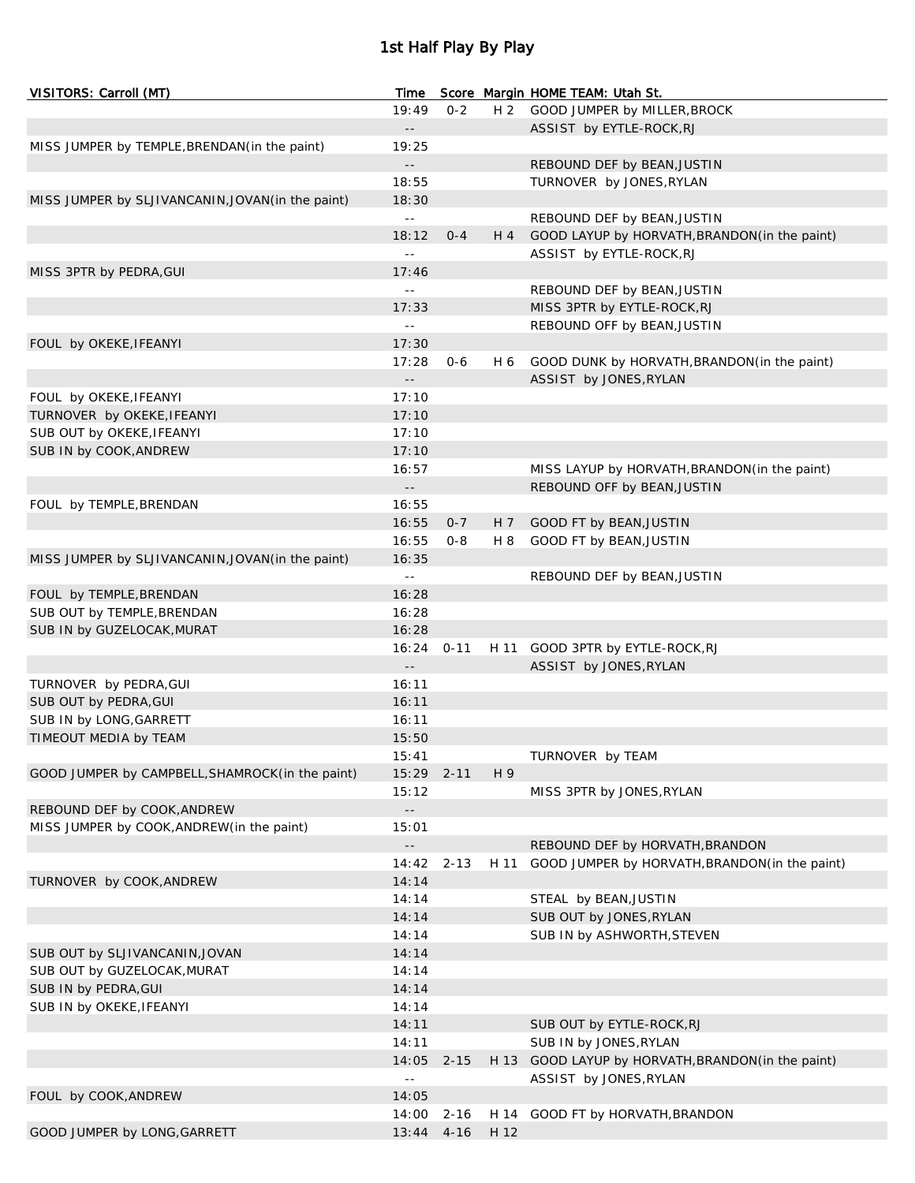# 1st Half Play By Play

| VISITORS: Carroll (MT) | Time | Score | Margin | HOME TEAM: Utah St. |
|---|---|---|---|---|
| | 19:49 | 0-2 | H 2 | GOOD JUMPER by MILLER,BROCK |
| | -- | | | ASSIST by EYTLE-ROCK,RJ |
| MISS JUMPER by TEMPLE,BRENDAN(in the paint) | 19:25 | | | |
| | -- | | | REBOUND DEF by BEAN,JUSTIN |
| | 18:55 | | | TURNOVER by JONES,RYLAN |
| MISS JUMPER by SLJIVANCANIN,JOVAN(in the paint) | 18:30 | | | |
| | -- | | | REBOUND DEF by BEAN,JUSTIN |
| | 18:12 | 0-4 | H 4 | GOOD LAYUP by HORVATH,BRANDON(in the paint) |
| | -- | | | ASSIST by EYTLE-ROCK,RJ |
| MISS 3PTR by PEDRA,GUI | 17:46 | | | |
| | -- | | | REBOUND DEF by BEAN,JUSTIN |
| | 17:33 | | | MISS 3PTR by EYTLE-ROCK,RJ |
| | -- | | | REBOUND OFF by BEAN,JUSTIN |
| FOUL by OKEKE,IFEANYI | 17:30 | | | |
| | 17:28 | 0-6 | H 6 | GOOD DUNK by HORVATH,BRANDON(in the paint) |
| | -- | | | ASSIST by JONES,RYLAN |
| FOUL by OKEKE,IFEANYI | 17:10 | | | |
| TURNOVER by OKEKE,IFEANYI | 17:10 | | | |
| SUB OUT by OKEKE,IFEANYI | 17:10 | | | |
| SUB IN by COOK,ANDREW | 17:10 | | | |
| | 16:57 | | | MISS LAYUP by HORVATH,BRANDON(in the paint) |
| | -- | | | REBOUND OFF by BEAN,JUSTIN |
| FOUL by TEMPLE,BRENDAN | 16:55 | | | |
| | 16:55 | 0-7 | H 7 | GOOD FT by BEAN,JUSTIN |
| | 16:55 | 0-8 | H 8 | GOOD FT by BEAN,JUSTIN |
| MISS JUMPER by SLJIVANCANIN,JOVAN(in the paint) | 16:35 | | | |
| | -- | | | REBOUND DEF by BEAN,JUSTIN |
| FOUL by TEMPLE,BRENDAN | 16:28 | | | |
| SUB OUT by TEMPLE,BRENDAN | 16:28 | | | |
| SUB IN by GUZELOCAK,MURAT | 16:28 | | | |
| | 16:24 | 0-11 | H 11 | GOOD 3PTR by EYTLE-ROCK,RJ |
| | -- | | | ASSIST by JONES,RYLAN |
| TURNOVER by PEDRA,GUI | 16:11 | | | |
| SUB OUT by PEDRA,GUI | 16:11 | | | |
| SUB IN by LONG,GARRETT | 16:11 | | | |
| TIMEOUT MEDIA by TEAM | 15:50 | | | |
| | 15:41 | | | TURNOVER by TEAM |
| GOOD JUMPER by CAMPBELL,SHAMROCK(in the paint) | 15:29 | 2-11 | H 9 | |
| | 15:12 | | | MISS 3PTR by JONES,RYLAN |
| REBOUND DEF by COOK,ANDREW | -- | | | |
| MISS JUMPER by COOK,ANDREW(in the paint) | 15:01 | | | |
| | -- | | | REBOUND DEF by HORVATH,BRANDON |
| | 14:42 | 2-13 | H 11 | GOOD JUMPER by HORVATH,BRANDON(in the paint) |
| TURNOVER by COOK,ANDREW | 14:14 | | | |
| | 14:14 | | | STEAL by BEAN,JUSTIN |
| | 14:14 | | | SUB OUT by JONES,RYLAN |
| | 14:14 | | | SUB IN by ASHWORTH,STEVEN |
| SUB OUT by SLJIVANCANIN,JOVAN | 14:14 | | | |
| SUB OUT by GUZELOCAK,MURAT | 14:14 | | | |
| SUB IN by PEDRA,GUI | 14:14 | | | |
| SUB IN by OKEKE,IFEANYI | 14:14 | | | |
| | 14:11 | | | SUB OUT by EYTLE-ROCK,RJ |
| | 14:11 | | | SUB IN by JONES,RYLAN |
| | 14:05 | 2-15 | H 13 | GOOD LAYUP by HORVATH,BRANDON(in the paint) |
| | -- | | | ASSIST by JONES,RYLAN |
| FOUL by COOK,ANDREW | 14:05 | | | |
| | 14:00 | 2-16 | H 14 | GOOD FT by HORVATH,BRANDON |
| GOOD JUMPER by LONG,GARRETT | 13:44 | 4-16 | H 12 | |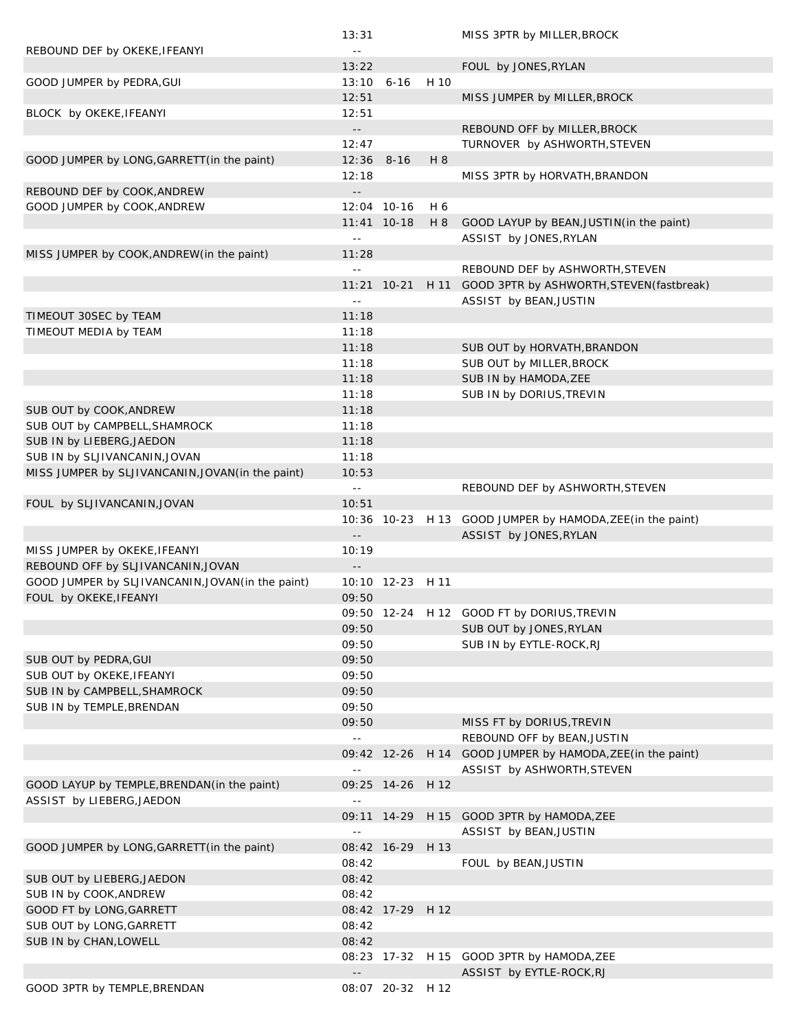| Home | Time | Score | Margin | Visitor |
|---|---|---|---|---|
| | 13:31 | | | MISS 3PTR by MILLER,BROCK |
| REBOUND DEF by OKEKE,IFEANYI | -- | | | |
| | 13:22 | | | FOUL by JONES,RYLAN |
| GOOD JUMPER by PEDRA,GUI | 13:10 | 6-16 | H 10 | |
| | 12:51 | | | MISS JUMPER by MILLER,BROCK |
| BLOCK by OKEKE,IFEANYI | 12:51 | | | |
| | -- | | | REBOUND OFF by MILLER,BROCK |
| | 12:47 | | | TURNOVER by ASHWORTH,STEVEN |
| GOOD JUMPER by LONG,GARRETT(in the paint) | 12:36 | 8-16 | H 8 | |
| | 12:18 | | | MISS 3PTR by HORVATH,BRANDON |
| REBOUND DEF by COOK,ANDREW | -- | | | |
| GOOD JUMPER by COOK,ANDREW | 12:04 | 10-16 | H 6 | |
| | 11:41 | 10-18 | H 8 | GOOD LAYUP by BEAN,JUSTIN(in the paint) |
| | -- | | | ASSIST by JONES,RYLAN |
| MISS JUMPER by COOK,ANDREW(in the paint) | 11:28 | | | |
| | -- | | | REBOUND DEF by ASHWORTH,STEVEN |
| | 11:21 | 10-21 | H 11 | GOOD 3PTR by ASHWORTH,STEVEN(fastbreak) |
| | -- | | | ASSIST by BEAN,JUSTIN |
| TIMEOUT 30SEC by TEAM | 11:18 | | | |
| TIMEOUT MEDIA by TEAM | 11:18 | | | |
| | 11:18 | | | SUB OUT by HORVATH,BRANDON |
| | 11:18 | | | SUB OUT by MILLER,BROCK |
| | 11:18 | | | SUB IN by HAMODA,ZEE |
| | 11:18 | | | SUB IN by DORIUS,TREVIN |
| SUB OUT by COOK,ANDREW | 11:18 | | | |
| SUB OUT by CAMPBELL,SHAMROCK | 11:18 | | | |
| SUB IN by LIEBERG,JAEDON | 11:18 | | | |
| SUB IN by SLJIVANCANIN,JOVAN | 11:18 | | | |
| MISS JUMPER by SLJIVANCANIN,JOVAN(in the paint) | 10:53 | | | |
| | -- | | | REBOUND DEF by ASHWORTH,STEVEN |
| FOUL by SLJIVANCANIN,JOVAN | 10:51 | | | |
| | 10:36 | 10-23 | H 13 | GOOD JUMPER by HAMODA,ZEE(in the paint) |
| | -- | | | ASSIST by JONES,RYLAN |
| MISS JUMPER by OKEKE,IFEANYI | 10:19 | | | |
| REBOUND OFF by SLJIVANCANIN,JOVAN | -- | | | |
| GOOD JUMPER by SLJIVANCANIN,JOVAN(in the paint) | 10:10 | 12-23 | H 11 | |
| FOUL by OKEKE,IFEANYI | 09:50 | | | |
| | 09:50 | 12-24 | H 12 | GOOD FT by DORIUS,TREVIN |
| | 09:50 | | | SUB OUT by JONES,RYLAN |
| | 09:50 | | | SUB IN by EYTLE-ROCK,RJ |
| SUB OUT by PEDRA,GUI | 09:50 | | | |
| SUB OUT by OKEKE,IFEANYI | 09:50 | | | |
| SUB IN by CAMPBELL,SHAMROCK | 09:50 | | | |
| SUB IN by TEMPLE,BRENDAN | 09:50 | | | |
| | 09:50 | | | MISS FT by DORIUS,TREVIN |
| | -- | | | REBOUND OFF by BEAN,JUSTIN |
| | 09:42 | 12-26 | H 14 | GOOD JUMPER by HAMODA,ZEE(in the paint) |
| | -- | | | ASSIST by ASHWORTH,STEVEN |
| GOOD LAYUP by TEMPLE,BRENDAN(in the paint) | 09:25 | 14-26 | H 12 | |
| ASSIST by LIEBERG,JAEDON | -- | | | |
| | 09:11 | 14-29 | H 15 | GOOD 3PTR by HAMODA,ZEE |
| | -- | | | ASSIST by BEAN,JUSTIN |
| GOOD JUMPER by LONG,GARRETT(in the paint) | 08:42 | 16-29 | H 13 | |
| | 08:42 | | | FOUL by BEAN,JUSTIN |
| SUB OUT by LIEBERG,JAEDON | 08:42 | | | |
| SUB IN by COOK,ANDREW | 08:42 | | | |
| GOOD FT by LONG,GARRETT | 08:42 | 17-29 | H 12 | |
| SUB OUT by LONG,GARRETT | 08:42 | | | |
| SUB IN by CHAN,LOWELL | 08:42 | | | |
| | 08:23 | 17-32 | H 15 | GOOD 3PTR by HAMODA,ZEE |
| | -- | | | ASSIST by EYTLE-ROCK,RJ |
| GOOD 3PTR by TEMPLE,BRENDAN | 08:07 | 20-32 | H 12 | |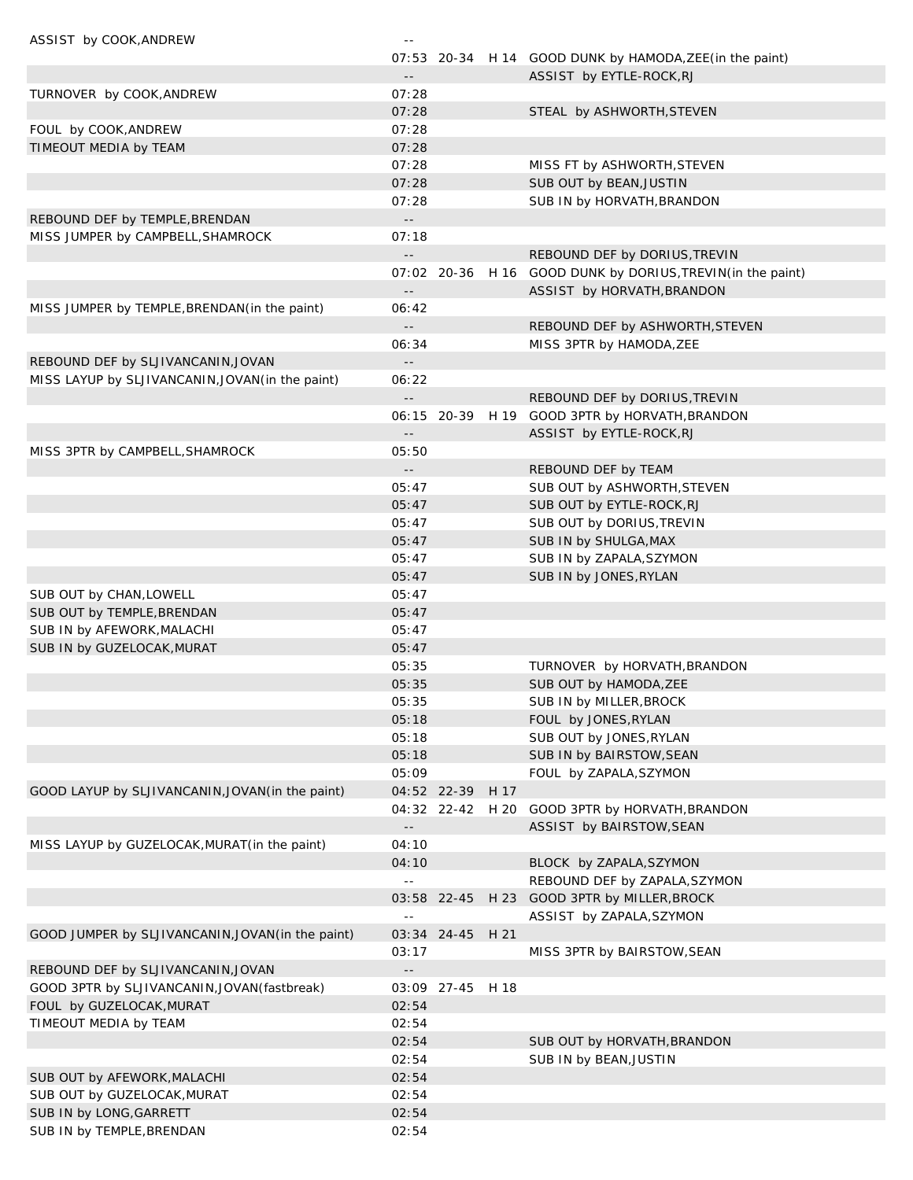| Visitor | Time | Score | Margin | Home |
|---|---|---|---|---|
| ASSIST by COOK,ANDREW | -- | | | |
| | 07:53 | 20-34 | H 14 | GOOD DUNK by HAMODA,ZEE(in the paint) |
| | -- | | | ASSIST by EYTLE-ROCK,RJ |
| TURNOVER by COOK,ANDREW | 07:28 | | | |
| | 07:28 | | | STEAL by ASHWORTH,STEVEN |
| FOUL by COOK,ANDREW | 07:28 | | | |
| TIMEOUT MEDIA by TEAM | 07:28 | | | |
| | 07:28 | | | MISS FT by ASHWORTH,STEVEN |
| | 07:28 | | | SUB OUT by BEAN,JUSTIN |
| | 07:28 | | | SUB IN by HORVATH,BRANDON |
| REBOUND DEF by TEMPLE,BRENDAN | -- | | | |
| MISS JUMPER by CAMPBELL,SHAMROCK | 07:18 | | | |
| | -- | | | REBOUND DEF by DORIUS,TREVIN |
| | 07:02 | 20-36 | H 16 | GOOD DUNK by DORIUS,TREVIN(in the paint) |
| | -- | | | ASSIST by HORVATH,BRANDON |
| MISS JUMPER by TEMPLE,BRENDAN(in the paint) | 06:42 | | | |
| | -- | | | REBOUND DEF by ASHWORTH,STEVEN |
| | 06:34 | | | MISS 3PTR by HAMODA,ZEE |
| REBOUND DEF by SLJIVANCANIN,JOVAN | -- | | | |
| MISS LAYUP by SLJIVANCANIN,JOVAN(in the paint) | 06:22 | | | |
| | -- | | | REBOUND DEF by DORIUS,TREVIN |
| | 06:15 | 20-39 | H 19 | GOOD 3PTR by HORVATH,BRANDON |
| | -- | | | ASSIST by EYTLE-ROCK,RJ |
| MISS 3PTR by CAMPBELL,SHAMROCK | 05:50 | | | |
| | -- | | | REBOUND DEF by TEAM |
| | 05:47 | | | SUB OUT by ASHWORTH,STEVEN |
| | 05:47 | | | SUB OUT by EYTLE-ROCK,RJ |
| | 05:47 | | | SUB OUT by DORIUS,TREVIN |
| | 05:47 | | | SUB IN by SHULGA,MAX |
| | 05:47 | | | SUB IN by ZAPALA,SZYMON |
| | 05:47 | | | SUB IN by JONES,RYLAN |
| SUB OUT by CHAN,LOWELL | 05:47 | | | |
| SUB OUT by TEMPLE,BRENDAN | 05:47 | | | |
| SUB IN by AFEWORK,MALACHI | 05:47 | | | |
| SUB IN by GUZELOCAK,MURAT | 05:47 | | | |
| | 05:35 | | | TURNOVER by HORVATH,BRANDON |
| | 05:35 | | | SUB OUT by HAMODA,ZEE |
| | 05:35 | | | SUB IN by MILLER,BROCK |
| | 05:18 | | | FOUL by JONES,RYLAN |
| | 05:18 | | | SUB OUT by JONES,RYLAN |
| | 05:18 | | | SUB IN by BAIRSTOW,SEAN |
| | 05:09 | | | FOUL by ZAPALA,SZYMON |
| GOOD LAYUP by SLJIVANCANIN,JOVAN(in the paint) | 04:52 | 22-39 | H 17 | |
| | 04:32 | 22-42 | H 20 | GOOD 3PTR by HORVATH,BRANDON |
| | -- | | | ASSIST by BAIRSTOW,SEAN |
| MISS LAYUP by GUZELOCAK,MURAT(in the paint) | 04:10 | | | |
| | 04:10 | | | BLOCK by ZAPALA,SZYMON |
| | -- | | | REBOUND DEF by ZAPALA,SZYMON |
| | 03:58 | 22-45 | H 23 | GOOD 3PTR by MILLER,BROCK |
| | -- | | | ASSIST by ZAPALA,SZYMON |
| GOOD JUMPER by SLJIVANCANIN,JOVAN(in the paint) | 03:34 | 24-45 | H 21 | |
| | 03:17 | | | MISS 3PTR by BAIRSTOW,SEAN |
| REBOUND DEF by SLJIVANCANIN,JOVAN | -- | | | |
| GOOD 3PTR by SLJIVANCANIN,JOVAN(fastbreak) | 03:09 | 27-45 | H 18 | |
| FOUL by GUZELOCAK,MURAT | 02:54 | | | |
| TIMEOUT MEDIA by TEAM | 02:54 | | | |
| | 02:54 | | | SUB OUT by HORVATH,BRANDON |
| | 02:54 | | | SUB IN by BEAN,JUSTIN |
| SUB OUT by AFEWORK,MALACHI | 02:54 | | | |
| SUB OUT by GUZELOCAK,MURAT | 02:54 | | | |
| SUB IN by LONG,GARRETT | 02:54 | | | |
| SUB IN by TEMPLE,BRENDAN | 02:54 | | | |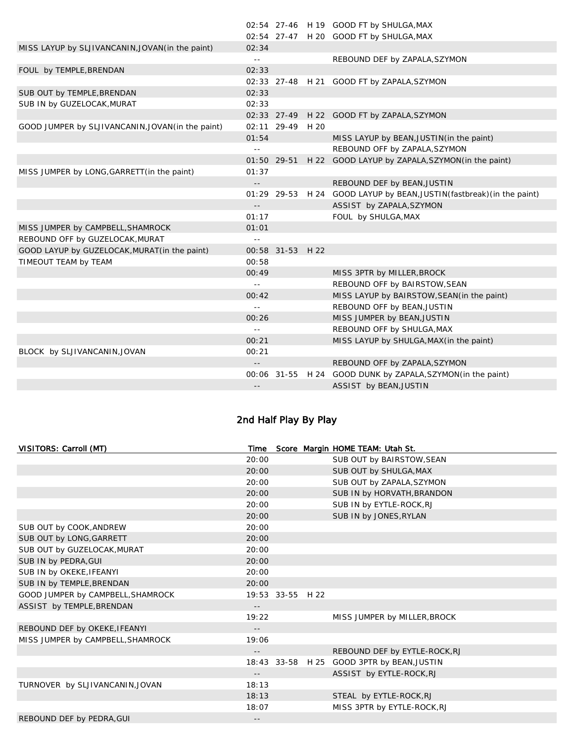| | Time | Score | Margin | |
|---|---|---|---|---|
| | 02:54 | 27-46 | H 19 | GOOD FT by SHULGA,MAX |
| | 02:54 | 27-47 | H 20 | GOOD FT by SHULGA,MAX |
| MISS LAYUP by SLJIVANCANIN,JOVAN(in the paint) | 02:34 | | | |
| | -- | | | REBOUND DEF by ZAPALA,SZYMON |
| FOUL by TEMPLE,BRENDAN | 02:33 | | | |
| | 02:33 | 27-48 | H 21 | GOOD FT by ZAPALA,SZYMON |
| SUB OUT by TEMPLE,BRENDAN | 02:33 | | | |
| SUB IN by GUZELOCAK,MURAT | 02:33 | | | |
| | 02:33 | 27-49 | H 22 | GOOD FT by ZAPALA,SZYMON |
| GOOD JUMPER by SLJIVANCANIN,JOVAN(in the paint) | 02:11 | 29-49 | H 20 | |
| | 01:54 | | | MISS LAYUP by BEAN,JUSTIN(in the paint) |
| | -- | | | REBOUND OFF by ZAPALA,SZYMON |
| | 01:50 | 29-51 | H 22 | GOOD LAYUP by ZAPALA,SZYMON(in the paint) |
| MISS JUMPER by LONG,GARRETT(in the paint) | 01:37 | | | |
| | -- | | | REBOUND DEF by BEAN,JUSTIN |
| | 01:29 | 29-53 | H 24 | GOOD LAYUP by BEAN,JUSTIN(fastbreak)(in the paint) |
| | -- | | | ASSIST by ZAPALA,SZYMON |
| | 01:17 | | | FOUL by SHULGA,MAX |
| MISS JUMPER by CAMPBELL,SHAMROCK | 01:01 | | | |
| REBOUND OFF by GUZELOCAK,MURAT | -- | | | |
| GOOD LAYUP by GUZELOCAK,MURAT(in the paint) | 00:58 | 31-53 | H 22 | |
| TIMEOUT TEAM by TEAM | 00:58 | | | |
| | 00:49 | | | MISS 3PTR by MILLER,BROCK |
| | -- | | | REBOUND OFF by BAIRSTOW,SEAN |
| | 00:42 | | | MISS LAYUP by BAIRSTOW,SEAN(in the paint) |
| | -- | | | REBOUND OFF by BEAN,JUSTIN |
| | 00:26 | | | MISS JUMPER by BEAN,JUSTIN |
| | -- | | | REBOUND OFF by SHULGA,MAX |
| | 00:21 | | | MISS LAYUP by SHULGA,MAX(in the paint) |
| BLOCK by SLJIVANCANIN,JOVAN | 00:21 | | | |
| | -- | | | REBOUND OFF by ZAPALA,SZYMON |
| | 00:06 | 31-55 | H 24 | GOOD DUNK by ZAPALA,SZYMON(in the paint) |
| | -- | | | ASSIST by BEAN,JUSTIN |

## 2nd Half Play By Play

| VISITORS: Carroll (MT) | Time | Score | Margin | HOME TEAM: Utah St. |
|---|---|---|---|---|
| | 20:00 | | | SUB OUT by BAIRSTOW,SEAN |
| | 20:00 | | | SUB OUT by SHULGA,MAX |
| | 20:00 | | | SUB OUT by ZAPALA,SZYMON |
| | 20:00 | | | SUB IN by HORVATH,BRANDON |
| | 20:00 | | | SUB IN by EYTLE-ROCK,RJ |
| | 20:00 | | | SUB IN by JONES,RYLAN |
| SUB OUT by COOK,ANDREW | 20:00 | | | |
| SUB OUT by LONG,GARRETT | 20:00 | | | |
| SUB OUT by GUZELOCAK,MURAT | 20:00 | | | |
| SUB IN by PEDRA,GUI | 20:00 | | | |
| SUB IN by OKEKE,IFEANYI | 20:00 | | | |
| SUB IN by TEMPLE,BRENDAN | 20:00 | | | |
| GOOD JUMPER by CAMPBELL,SHAMROCK | 19:53 | 33-55 | H 22 | |
| ASSIST by TEMPLE,BRENDAN | -- | | | |
| | 19:22 | | | MISS JUMPER by MILLER,BROCK |
| REBOUND DEF by OKEKE,IFEANYI | -- | | | |
| MISS JUMPER by CAMPBELL,SHAMROCK | 19:06 | | | |
| | -- | | | REBOUND DEF by EYTLE-ROCK,RJ |
| | 18:43 | 33-58 | H 25 | GOOD 3PTR by BEAN,JUSTIN |
| | -- | | | ASSIST by EYTLE-ROCK,RJ |
| TURNOVER by SLJIVANCANIN,JOVAN | 18:13 | | | |
| | 18:13 | | | STEAL by EYTLE-ROCK,RJ |
| | 18:07 | | | MISS 3PTR by EYTLE-ROCK,RJ |
| REBOUND DEF by PEDRA,GUI | -- | | | |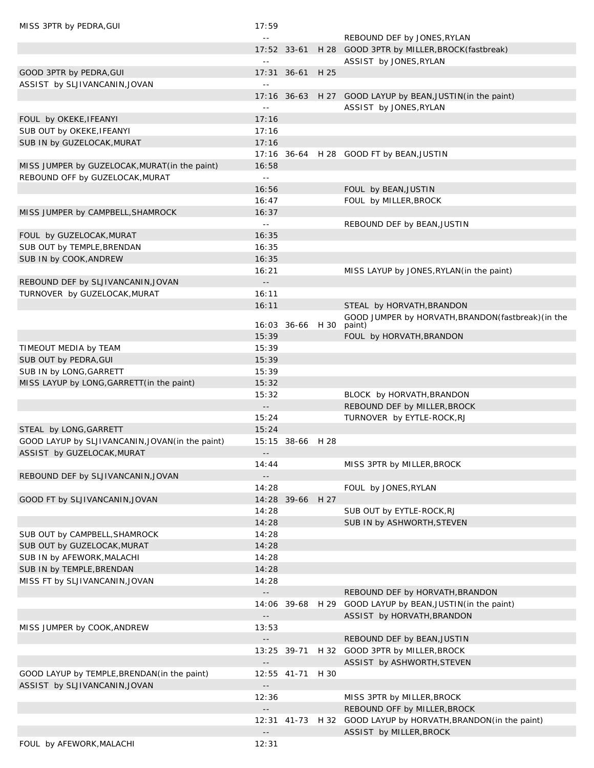| | | | | |
|---|---|---|---|---|
| MISS 3PTR by PEDRA,GUI | 17:59 | | | |
| | -- | | | REBOUND DEF by JONES,RYLAN |
| | 17:52 | 33-61 | H 28 | GOOD 3PTR by MILLER,BROCK(fastbreak) |
| | -- | | | ASSIST by JONES,RYLAN |
| GOOD 3PTR by PEDRA,GUI | 17:31 | 36-61 | H 25 | |
| ASSIST by SLJIVANCANIN,JOVAN | -- | | | |
| | 17:16 | 36-63 | H 27 | GOOD LAYUP by BEAN,JUSTIN(in the paint) |
| | -- | | | ASSIST by JONES,RYLAN |
| FOUL by OKEKE,IFEANYI | 17:16 | | | |
| SUB OUT by OKEKE,IFEANYI | 17:16 | | | |
| SUB IN by GUZELOCAK,MURAT | 17:16 | | | |
| | 17:16 | 36-64 | H 28 | GOOD FT by BEAN,JUSTIN |
| MISS JUMPER by GUZELOCAK,MURAT(in the paint) | 16:58 | | | |
| REBOUND OFF by GUZELOCAK,MURAT | -- | | | |
| | 16:56 | | | FOUL by BEAN,JUSTIN |
| | 16:47 | | | FOUL by MILLER,BROCK |
| MISS JUMPER by CAMPBELL,SHAMROCK | 16:37 | | | |
| | -- | | | REBOUND DEF by BEAN,JUSTIN |
| FOUL by GUZELOCAK,MURAT | 16:35 | | | |
| SUB OUT by TEMPLE,BRENDAN | 16:35 | | | |
| SUB IN by COOK,ANDREW | 16:35 | | | |
| | 16:21 | | | MISS LAYUP by JONES,RYLAN(in the paint) |
| REBOUND DEF by SLJIVANCANIN,JOVAN | -- | | | |
| TURNOVER by GUZELOCAK,MURAT | 16:11 | | | |
| | 16:11 | | | STEAL by HORVATH,BRANDON |
| | 16:03 | 36-66 | H 30 | GOOD JUMPER by HORVATH,BRANDON(fastbreak)(in the paint) |
| | 15:39 | | | FOUL by HORVATH,BRANDON |
| TIMEOUT MEDIA by TEAM | 15:39 | | | |
| SUB OUT by PEDRA,GUI | 15:39 | | | |
| SUB IN by LONG,GARRETT | 15:39 | | | |
| MISS LAYUP by LONG,GARRETT(in the paint) | 15:32 | | | |
| | 15:32 | | | BLOCK by HORVATH,BRANDON |
| | -- | | | REBOUND DEF by MILLER,BROCK |
| | 15:24 | | | TURNOVER by EYTLE-ROCK,RJ |
| STEAL by LONG,GARRETT | 15:24 | | | |
| GOOD LAYUP by SLJIVANCANIN,JOVAN(in the paint) | 15:15 | 38-66 | H 28 | |
| ASSIST by GUZELOCAK,MURAT | -- | | | |
| | 14:44 | | | MISS 3PTR by MILLER,BROCK |
| REBOUND DEF by SLJIVANCANIN,JOVAN | -- | | | |
| | 14:28 | | | FOUL by JONES,RYLAN |
| GOOD FT by SLJIVANCANIN,JOVAN | 14:28 | 39-66 | H 27 | |
| | 14:28 | | | SUB OUT by EYTLE-ROCK,RJ |
| | 14:28 | | | SUB IN by ASHWORTH,STEVEN |
| SUB OUT by CAMPBELL,SHAMROCK | 14:28 | | | |
| SUB OUT by GUZELOCAK,MURAT | 14:28 | | | |
| SUB IN by AFEWORK,MALACHI | 14:28 | | | |
| SUB IN by TEMPLE,BRENDAN | 14:28 | | | |
| MISS FT by SLJIVANCANIN,JOVAN | 14:28 | | | |
| | -- | | | REBOUND DEF by HORVATH,BRANDON |
| | 14:06 | 39-68 | H 29 | GOOD LAYUP by BEAN,JUSTIN(in the paint) |
| | -- | | | ASSIST by HORVATH,BRANDON |
| MISS JUMPER by COOK,ANDREW | 13:53 | | | |
| | -- | | | REBOUND DEF by BEAN,JUSTIN |
| | 13:25 | 39-71 | H 32 | GOOD 3PTR by MILLER,BROCK |
| | -- | | | ASSIST by ASHWORTH,STEVEN |
| GOOD LAYUP by TEMPLE,BRENDAN(in the paint) | 12:55 | 41-71 | H 30 | |
| ASSIST by SLJIVANCANIN,JOVAN | -- | | | |
| | 12:36 | | | MISS 3PTR by MILLER,BROCK |
| | -- | | | REBOUND OFF by MILLER,BROCK |
| | 12:31 | 41-73 | H 32 | GOOD LAYUP by HORVATH,BRANDON(in the paint) |
| | -- | | | ASSIST by MILLER,BROCK |
| FOUL by AFEWORK,MALACHI | 12:31 | | | |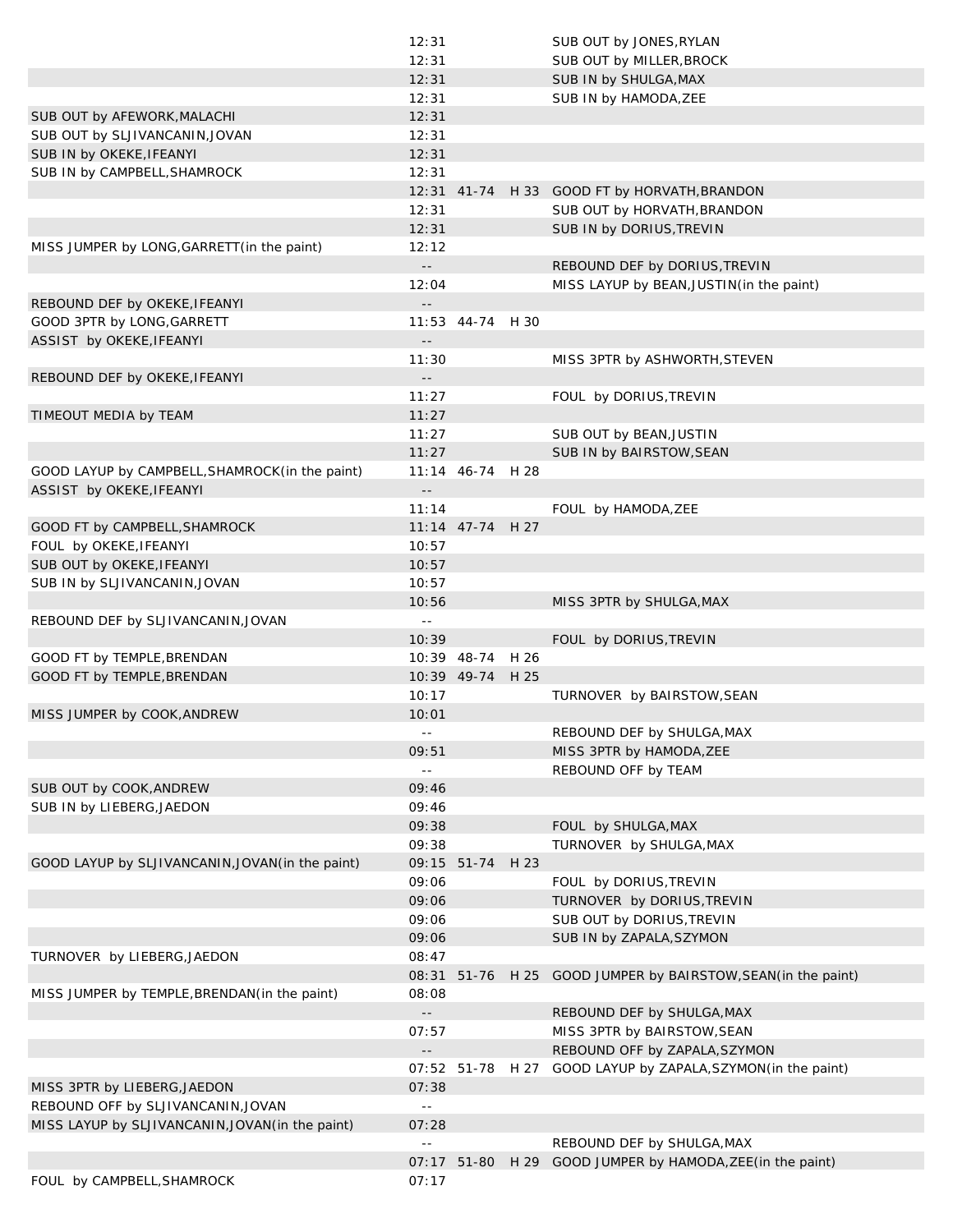| | | | | |
|---|---|---|---|---|
| | 12:31 | | | SUB OUT by JONES,RYLAN |
| | 12:31 | | | SUB OUT by MILLER,BROCK |
| | 12:31 | | | SUB IN by SHULGA,MAX |
| | 12:31 | | | SUB IN by HAMODA,ZEE |
| SUB OUT by AFEWORK,MALACHI | 12:31 | | | |
| SUB OUT by SLJIVANCANIN,JOVAN | 12:31 | | | |
| SUB IN by OKEKE,IFEANYI | 12:31 | | | |
| SUB IN by CAMPBELL,SHAMROCK | 12:31 | | | |
| | 12:31 | 41-74 | H 33 | GOOD FT by HORVATH,BRANDON |
| | 12:31 | | | SUB OUT by HORVATH,BRANDON |
| | 12:31 | | | SUB IN by DORIUS,TREVIN |
| MISS JUMPER by LONG,GARRETT(in the paint) | 12:12 | | | |
| | -- | | | REBOUND DEF by DORIUS,TREVIN |
| | 12:04 | | | MISS LAYUP by BEAN,JUSTIN(in the paint) |
| REBOUND DEF by OKEKE,IFEANYI | -- | | | |
| GOOD 3PTR by LONG,GARRETT | 11:53 | 44-74 | H 30 | |
| ASSIST by OKEKE,IFEANYI | -- | | | |
| | 11:30 | | | MISS 3PTR by ASHWORTH,STEVEN |
| REBOUND DEF by OKEKE,IFEANYI | -- | | | |
| | 11:27 | | | FOUL by DORIUS,TREVIN |
| TIMEOUT MEDIA by TEAM | 11:27 | | | |
| | 11:27 | | | SUB OUT by BEAN,JUSTIN |
| | 11:27 | | | SUB IN by BAIRSTOW,SEAN |
| GOOD LAYUP by CAMPBELL,SHAMROCK(in the paint) | 11:14 | 46-74 | H 28 | |
| ASSIST by OKEKE,IFEANYI | -- | | | |
| | 11:14 | | | FOUL by HAMODA,ZEE |
| GOOD FT by CAMPBELL,SHAMROCK | 11:14 | 47-74 | H 27 | |
| FOUL by OKEKE,IFEANYI | 10:57 | | | |
| SUB OUT by OKEKE,IFEANYI | 10:57 | | | |
| SUB IN by SLJIVANCANIN,JOVAN | 10:57 | | | |
| | 10:56 | | | MISS 3PTR by SHULGA,MAX |
| REBOUND DEF by SLJIVANCANIN,JOVAN | -- | | | |
| | 10:39 | | | FOUL by DORIUS,TREVIN |
| GOOD FT by TEMPLE,BRENDAN | 10:39 | 48-74 | H 26 | |
| GOOD FT by TEMPLE,BRENDAN | 10:39 | 49-74 | H 25 | |
| | 10:17 | | | TURNOVER by BAIRSTOW,SEAN |
| MISS JUMPER by COOK,ANDREW | 10:01 | | | |
| | -- | | | REBOUND DEF by SHULGA,MAX |
| | 09:51 | | | MISS 3PTR by HAMODA,ZEE |
| | -- | | | REBOUND OFF by TEAM |
| SUB OUT by COOK,ANDREW | 09:46 | | | |
| SUB IN by LIEBERG,JAEDON | 09:46 | | | |
| | 09:38 | | | FOUL by SHULGA,MAX |
| | 09:38 | | | TURNOVER by SHULGA,MAX |
| GOOD LAYUP by SLJIVANCANIN,JOVAN(in the paint) | 09:15 | 51-74 | H 23 | |
| | 09:06 | | | FOUL by DORIUS,TREVIN |
| | 09:06 | | | TURNOVER by DORIUS,TREVIN |
| | 09:06 | | | SUB OUT by DORIUS,TREVIN |
| | 09:06 | | | SUB IN by ZAPALA,SZYMON |
| TURNOVER by LIEBERG,JAEDON | 08:47 | | | |
| | 08:31 | 51-76 | H 25 | GOOD JUMPER by BAIRSTOW,SEAN(in the paint) |
| MISS JUMPER by TEMPLE,BRENDAN(in the paint) | 08:08 | | | |
| | -- | | | REBOUND DEF by SHULGA,MAX |
| | 07:57 | | | MISS 3PTR by BAIRSTOW,SEAN |
| | -- | | | REBOUND OFF by ZAPALA,SZYMON |
| | 07:52 | 51-78 | H 27 | GOOD LAYUP by ZAPALA,SZYMON(in the paint) |
| MISS 3PTR by LIEBERG,JAEDON | 07:38 | | | |
| REBOUND OFF by SLJIVANCANIN,JOVAN | -- | | | |
| MISS LAYUP by SLJIVANCANIN,JOVAN(in the paint) | 07:28 | | | |
| | -- | | | REBOUND DEF by SHULGA,MAX |
| | 07:17 | 51-80 | H 29 | GOOD JUMPER by HAMODA,ZEE(in the paint) |
| FOUL by CAMPBELL,SHAMROCK | 07:17 | | | |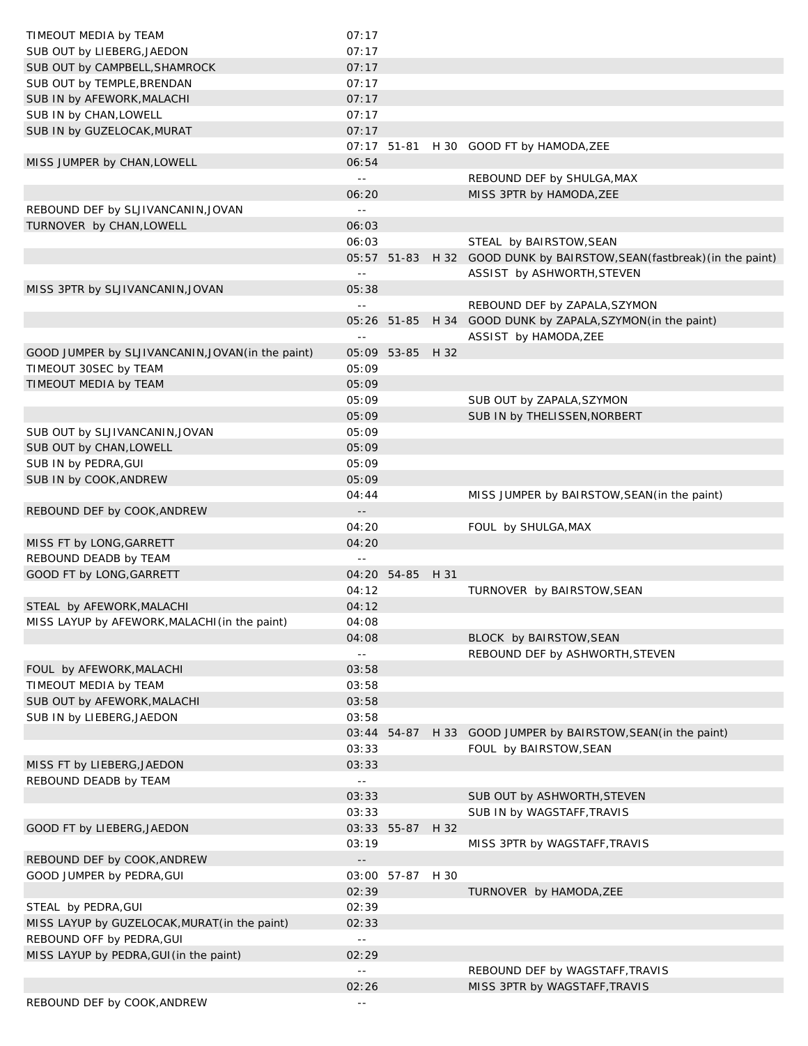| | | | | |
|---|---|---|---|---|
| TIMEOUT MEDIA by TEAM | 07:17 | | | |
| SUB OUT by LIEBERG,JAEDON | 07:17 | | | |
| SUB OUT by CAMPBELL,SHAMROCK | 07:17 | | | |
| SUB OUT by TEMPLE,BRENDAN | 07:17 | | | |
| SUB IN by AFEWORK,MALACHI | 07:17 | | | |
| SUB IN by CHAN,LOWELL | 07:17 | | | |
| SUB IN by GUZELOCAK,MURAT | 07:17 | | | |
| | 07:17 | 51-81 | H 30 | GOOD FT by HAMODA,ZEE |
| MISS JUMPER by CHAN,LOWELL | 06:54 | | | |
| | -- | | | REBOUND DEF by SHULGA,MAX |
| | 06:20 | | | MISS 3PTR by HAMODA,ZEE |
| REBOUND DEF by SLJIVANCANIN,JOVAN | -- | | | |
| TURNOVER by CHAN,LOWELL | 06:03 | | | |
| | 06:03 | | | STEAL by BAIRSTOW,SEAN |
| | 05:57 | 51-83 | H 32 | GOOD DUNK by BAIRSTOW,SEAN(fastbreak)(in the paint) |
| | -- | | | ASSIST by ASHWORTH,STEVEN |
| MISS 3PTR by SLJIVANCANIN,JOVAN | 05:38 | | | |
| | -- | | | REBOUND DEF by ZAPALA,SZYMON |
| | 05:26 | 51-85 | H 34 | GOOD DUNK by ZAPALA,SZYMON(in the paint) |
| | -- | | | ASSIST by HAMODA,ZEE |
| GOOD JUMPER by SLJIVANCANIN,JOVAN(in the paint) | 05:09 | 53-85 | H 32 | |
| TIMEOUT 30SEC by TEAM | 05:09 | | | |
| TIMEOUT MEDIA by TEAM | 05:09 | | | |
| | 05:09 | | | SUB OUT by ZAPALA,SZYMON |
| | 05:09 | | | SUB IN by THELISSEN,NORBERT |
| SUB OUT by SLJIVANCANIN,JOVAN | 05:09 | | | |
| SUB OUT by CHAN,LOWELL | 05:09 | | | |
| SUB IN by PEDRA,GUI | 05:09 | | | |
| SUB IN by COOK,ANDREW | 05:09 | | | |
| | 04:44 | | | MISS JUMPER by BAIRSTOW,SEAN(in the paint) |
| REBOUND DEF by COOK,ANDREW | -- | | | |
| | 04:20 | | | FOUL by SHULGA,MAX |
| MISS FT by LONG,GARRETT | 04:20 | | | |
| REBOUND DEADB by TEAM | -- | | | |
| GOOD FT by LONG,GARRETT | 04:20 | 54-85 | H 31 | |
| | 04:12 | | | TURNOVER by BAIRSTOW,SEAN |
| STEAL by AFEWORK,MALACHI | 04:12 | | | |
| MISS LAYUP by AFEWORK,MALACHI(in the paint) | 04:08 | | | |
| | 04:08 | | | BLOCK by BAIRSTOW,SEAN |
| | -- | | | REBOUND DEF by ASHWORTH,STEVEN |
| FOUL by AFEWORK,MALACHI | 03:58 | | | |
| TIMEOUT MEDIA by TEAM | 03:58 | | | |
| SUB OUT by AFEWORK,MALACHI | 03:58 | | | |
| SUB IN by LIEBERG,JAEDON | 03:58 | | | |
| | 03:44 | 54-87 | H 33 | GOOD JUMPER by BAIRSTOW,SEAN(in the paint) |
| | 03:33 | | | FOUL by BAIRSTOW,SEAN |
| MISS FT by LIEBERG,JAEDON | 03:33 | | | |
| REBOUND DEADB by TEAM | -- | | | |
| | 03:33 | | | SUB OUT by ASHWORTH,STEVEN |
| | 03:33 | | | SUB IN by WAGSTAFF,TRAVIS |
| GOOD FT by LIEBERG,JAEDON | 03:33 | 55-87 | H 32 | |
| | 03:19 | | | MISS 3PTR by WAGSTAFF,TRAVIS |
| REBOUND DEF by COOK,ANDREW | -- | | | |
| GOOD JUMPER by PEDRA,GUI | 03:00 | 57-87 | H 30 | |
| | 02:39 | | | TURNOVER by HAMODA,ZEE |
| STEAL by PEDRA,GUI | 02:39 | | | |
| MISS LAYUP by GUZELOCAK,MURAT(in the paint) | 02:33 | | | |
| REBOUND OFF by PEDRA,GUI | -- | | | |
| MISS LAYUP by PEDRA,GUI(in the paint) | 02:29 | | | |
| | -- | | | REBOUND DEF by WAGSTAFF,TRAVIS |
| | 02:26 | | | MISS 3PTR by WAGSTAFF,TRAVIS |
| REBOUND DEF by COOK,ANDREW | -- | | | |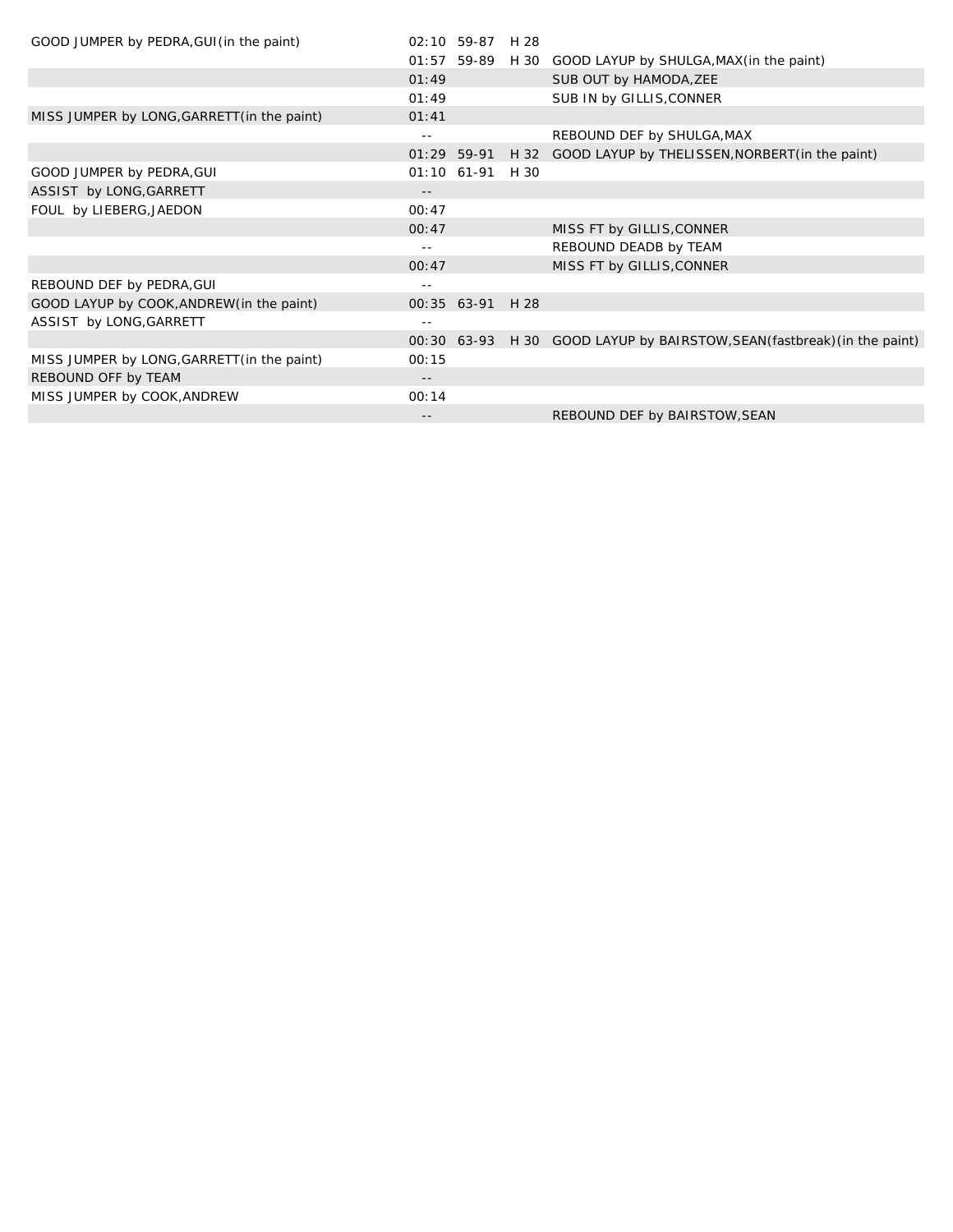| | | | | |
|---|---|---|---|---|
| GOOD JUMPER by PEDRA,GUI(in the paint) | 02:10 | 59-87 | H 28 | |
| | 01:57 | 59-89 | H 30 | GOOD LAYUP by SHULGA,MAX(in the paint) |
| | 01:49 | | | SUB OUT by HAMODA,ZEE |
| | 01:49 | | | SUB IN by GILLIS,CONNER |
| MISS JUMPER by LONG,GARRETT(in the paint) | 01:41 | | | |
| | -- | | | REBOUND DEF by SHULGA,MAX |
| | 01:29 | 59-91 | H 32 | GOOD LAYUP by THELISSEN,NORBERT(in the paint) |
| GOOD JUMPER by PEDRA,GUI | 01:10 | 61-91 | H 30 | |
| ASSIST by LONG,GARRETT | -- | | | |
| FOUL by LIEBERG,JAEDON | 00:47 | | | |
| | 00:47 | | | MISS FT by GILLIS,CONNER |
| | -- | | | REBOUND DEADB by TEAM |
| | 00:47 | | | MISS FT by GILLIS,CONNER |
| REBOUND DEF by PEDRA,GUI | -- | | | |
| GOOD LAYUP by COOK,ANDREW(in the paint) | 00:35 | 63-91 | H 28 | |
| ASSIST by LONG,GARRETT | -- | | | |
| | 00:30 | 63-93 | H 30 | GOOD LAYUP by BAIRSTOW,SEAN(fastbreak)(in the paint) |
| MISS JUMPER by LONG,GARRETT(in the paint) | 00:15 | | | |
| REBOUND OFF by TEAM | -- | | | |
| MISS JUMPER by COOK,ANDREW | 00:14 | | | |
| | -- | | | REBOUND DEF by BAIRSTOW,SEAN |